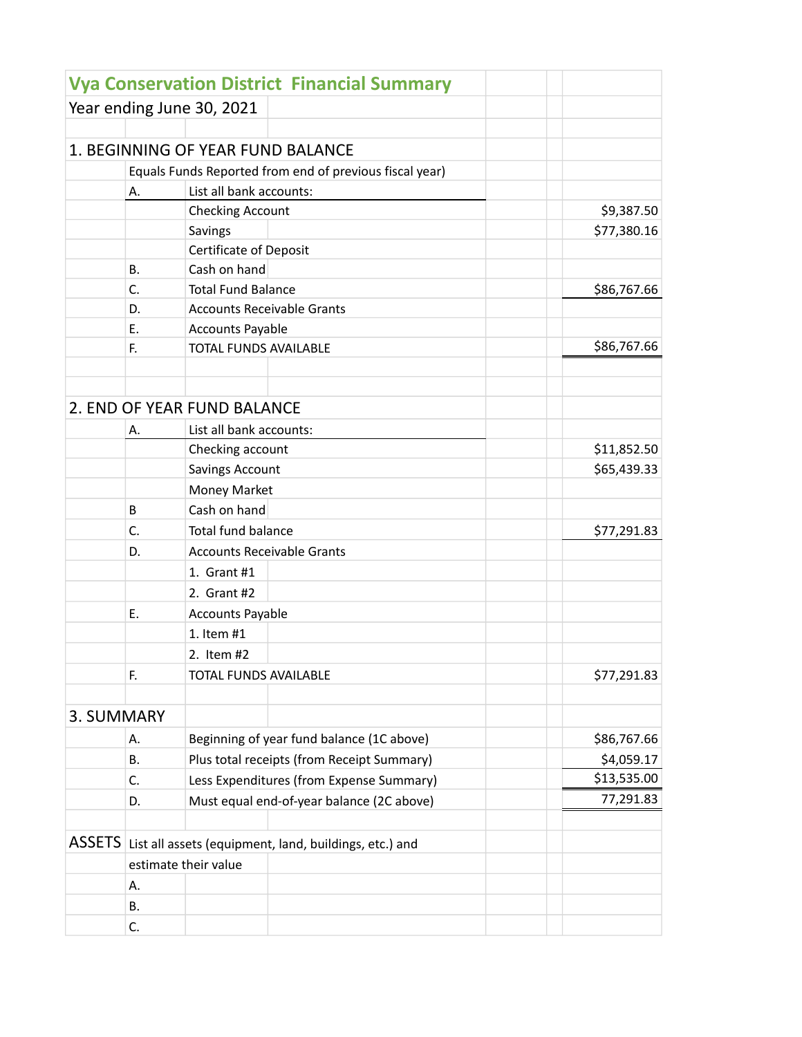# Vya Conservation District Financial Summary

Year ending June 30, 2021

## 1. BEGINNING OF YEAR FUND BALANCE

| | | | |
|---|---|---|---|
| | Equals Funds Reported from end of previous fiscal year) | | |
| A. | List all bank accounts: | | |
| | | Checking Account | $9,387.50 |
| | | Savings | $77,380.16 |
| | | Certificate of Deposit | |
| B. | Cash on hand | | |
| C. | Total Fund Balance | | $86,767.66 |
| D. | Accounts Receivable Grants | | |
| E. | Accounts Payable | | |
| F. | TOTAL FUNDS AVAILABLE | | $86,767.66 |

## 2. END OF YEAR FUND BALANCE

| | | | |
|---|---|---|---|
| A. | List all bank accounts: | | |
| | | Checking account | $11,852.50 |
| | | Savings Account | $65,439.33 |
| | | Money Market | |
| B | Cash on hand | | |
| C. | Total fund balance | | $77,291.83 |
| D. | Accounts Receivable Grants | | |
| | | 1. Grant #1 | |
| | | 2. Grant #2 | |
| E. | Accounts Payable | | |
| | | 1. Item #1 | |
| | | 2. Item #2 | |
| F. | TOTAL FUNDS AVAILABLE | | $77,291.83 |

## 3. SUMMARY

| | | |
|---|---|---|
| A. | Beginning of year fund balance (1C above) | $86,767.66 |
| B. | Plus total receipts (from Receipt Summary) | $4,059.17 |
| C. | Less Expenditures (from Expense Summary) | $13,535.00 |
| D. | Must equal end-of-year balance (2C above) | 77,291.83 |

## ASSETS

List all assets (equipment, land, buildings, etc.) and estimate their value

| | | |
|---|---|---|
| A. | | |
| B. | | |
| C. | | |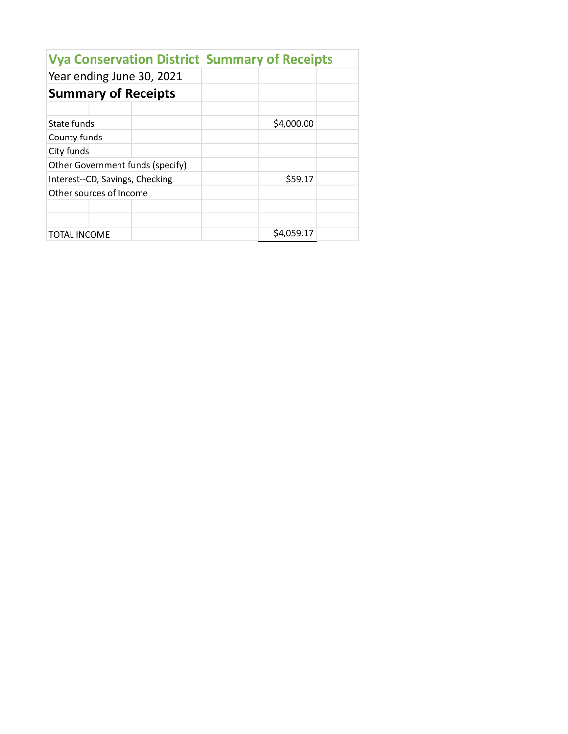# Vya Conservation District Summary of Receipts

Year ending June 30, 2021

## Summary of Receipts

| Item | Amount |
|---|---|
| State funds | $4,000.00 |
| County funds | |
| City funds | |
| Other Government funds (specify) | |
| Interest--CD, Savings, Checking | $59.17 |
| Other sources of Income | |
| | |
| | |
| TOTAL INCOME | $4,059.17 |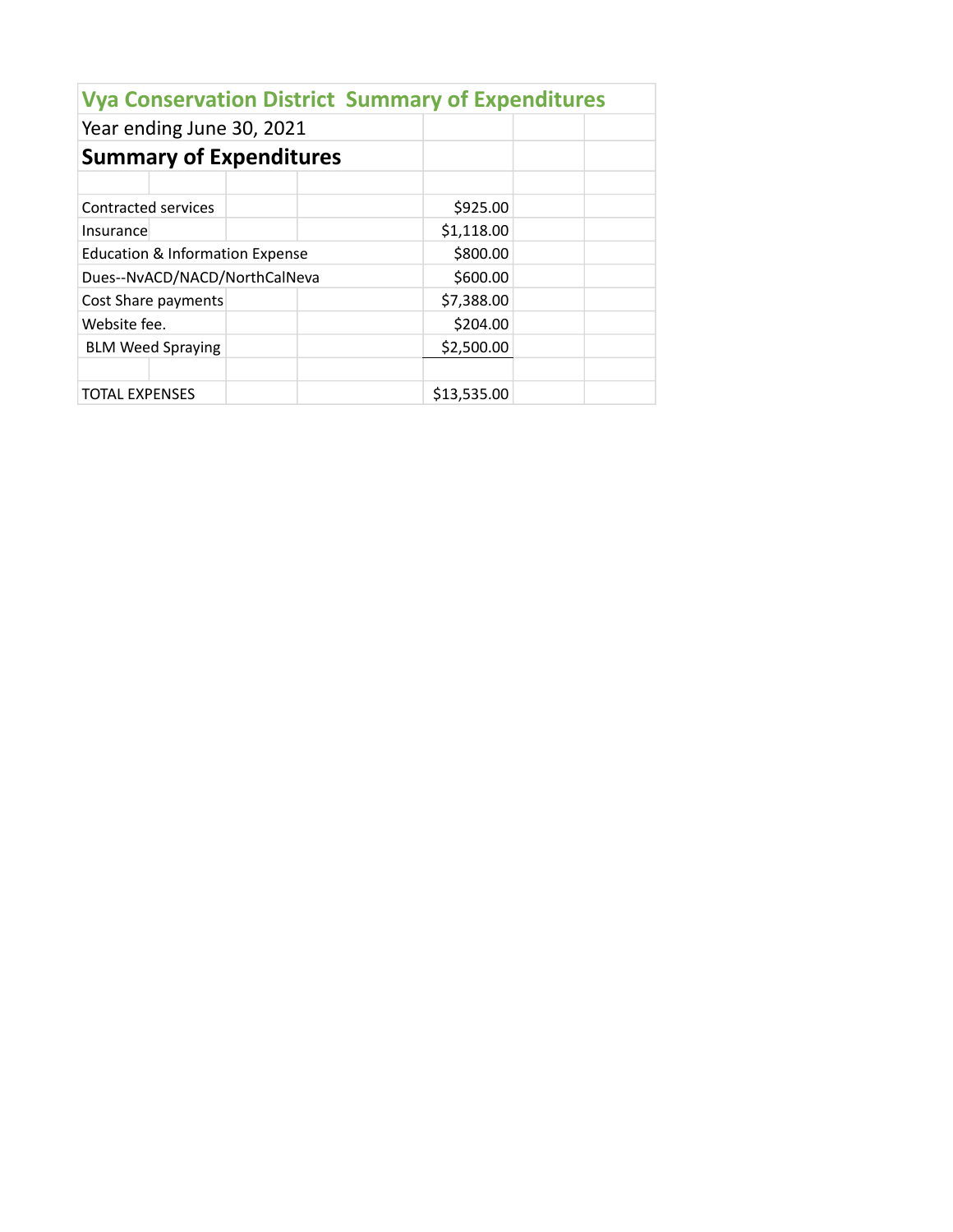# Vya Conservation District Summary of Expenditures

Year ending June 30, 2021

## Summary of Expenditures

| Item | Amount |
|---|---|
| Contracted services | $925.00 |
| Insurance | $1,118.00 |
| Education & Information Expense | $800.00 |
| Dues--NvACD/NACD/NorthCalNeva | $600.00 |
| Cost Share payments | $7,388.00 |
| Website fee. | $204.00 |
| BLM Weed Spraying | $2,500.00 |
| | |
| TOTAL EXPENSES | $13,535.00 |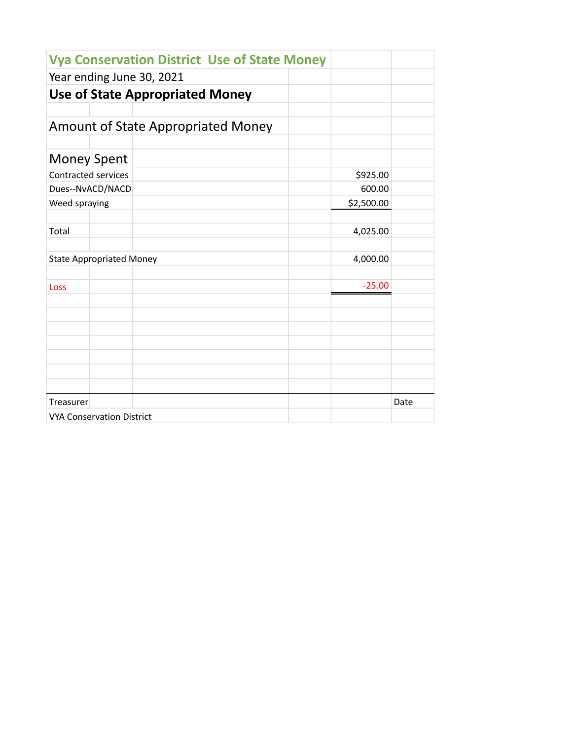## Vya Conservation District Use of State Money

Year ending June 30, 2021

### Use of State Appropriated Money

Amount of State Appropriated Money

Money Spent

| | |
|---|---|
| Contracted services | $925.00 |
| Dues--NvACD/NACD | 600.00 |
| Weed spraying | $2,500.00 |
| | |
| Total | 4,025.00 |
| | |
| State Appropriated Money | 4,000.00 |
| | |
| Loss | -25.00 |

Treasurer — Date

VYA Conservation District